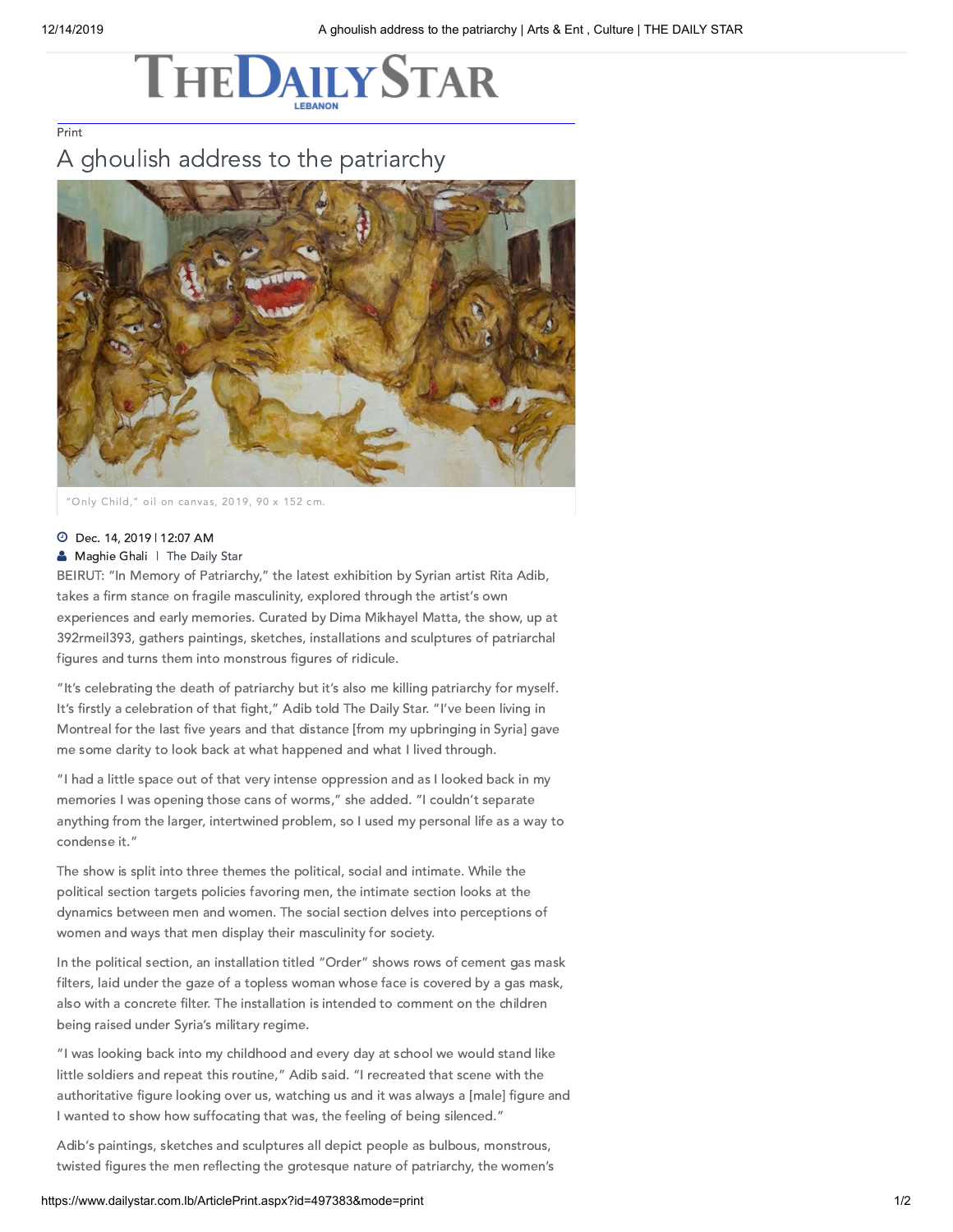Print

# A ghoulish address to the patriarchy

"Only Child," oil on canvas, 2019, 90 x 152 cm.

Dec. 14, 2019 | 12:07 AM

Maghie Ghali | The Daily Star

BEIRUT: "In Memory of Patriarchy," the latest exhibition by Syrian artist Rita Adib, takes a firm stance on fragile masculinity, explored through the artist's own experiences and early memories. Curated by Dima Mikhayel Matta, the show, up at 392rmeil393, gathers paintings, sketches, installations and sculptures of patriarchal figures and turns them into monstrous figures of ridicule.

"It's celebrating the death of patriarchy but it's also me killing patriarchy for myself. It's firstly a celebration of that fight," Adib told The Daily Star. "I've been living in Montreal for the last five years and that distance [from my upbringing in Syria] gave me some clarity to look back at what happened and what I lived through.

"I had a little space out of that very intense oppression and as I looked back in my memories I was opening those cans of worms," she added. "I couldn't separate anything from the larger, intertwined problem, so I used my personal life as a way to condense it."

The show is split into three themes the political, social and intimate. While the political section targets policies favoring men, the intimate section looks at the dynamics between men and women. The social section delves into perceptions of women and ways that men display their masculinity for society.

In the political section, an installation titled "Order" shows rows of cement gas mask filters, laid under the gaze of a topless woman whose face is covered by a gas mask, also with a concrete filter. The installation is intended to comment on the children being raised under Syria's military regime.

"I was looking back into my childhood and every day at school we would stand like little soldiers and repeat this routine," Adib said. "I recreated that scene with the authoritative figure looking over us, watching us and it was always a [male] figure and I wanted to show how suffocating that was, the feeling of being silenced."

Adib's paintings, sketches and sculptures all depict people as bulbous, monstrous, twisted figures the men reflecting the grotesque nature of patriarchy, the women's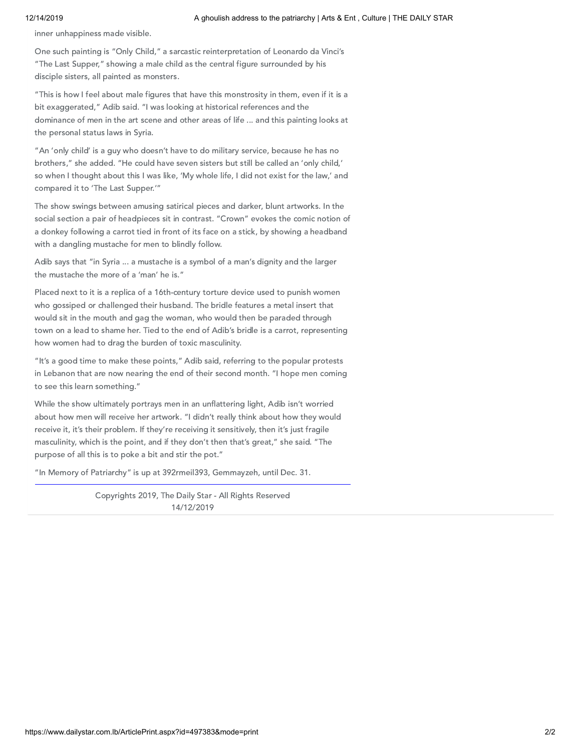inner unhappiness made visible.

One such painting is "Only Child," a sarcastic reinterpretation of Leonardo da Vinci's "The Last Supper," showing a male child as the central figure surrounded by his disciple sisters, all painted as monsters.

"This is how I feel about male figures that have this monstrosity in them, even if it is a bit exaggerated," Adib said. "I was looking at historical references and the dominance of men in the art scene and other areas of life ... and this painting looks at the personal status laws in Syria.

"An 'only child' is a guy who doesn't have to do military service, because he has no brothers," she added. "He could have seven sisters but still be called an 'only child,' so when I thought about this I was like, 'My whole life, I did not exist for the law,' and compared it to 'The Last Supper.'"

The show swings between amusing satirical pieces and darker, blunt artworks. In the social section a pair of headpieces sit in contrast. "Crown" evokes the comic notion of a donkey following a carrot tied in front of its face on a stick, by showing a headband with a dangling mustache for men to blindly follow.

Adib says that "in Syria ... a mustache is a symbol of a man's dignity and the larger the mustache the more of a 'man' he is."

Placed next to it is a replica of a 16th-century torture device used to punish women who gossiped or challenged their husband. The bridle features a metal insert that would sit in the mouth and gag the woman, who would then be paraded through town on a lead to shame her. Tied to the end of Adib's bridle is a carrot, representing how women had to drag the burden of toxic masculinity.

"It's a good time to make these points," Adib said, referring to the popular protests in Lebanon that are now nearing the end of their second month. "I hope men coming to see this learn something."

While the show ultimately portrays men in an unflattering light, Adib isn't worried about how men will receive her artwork. "I didn't really think about how they would receive it, it's their problem. If they're receiving it sensitively, then it's just fragile masculinity, which is the point, and if they don't then that's great," she said. "The purpose of all this is to poke a bit and stir the pot."

"In Memory of Patriarchy" is up at 392rmeil393, Gemmayzeh, until Dec. 31.

---

Copyrights 2019, The Daily Star - All Rights Reserved
14/12/2019